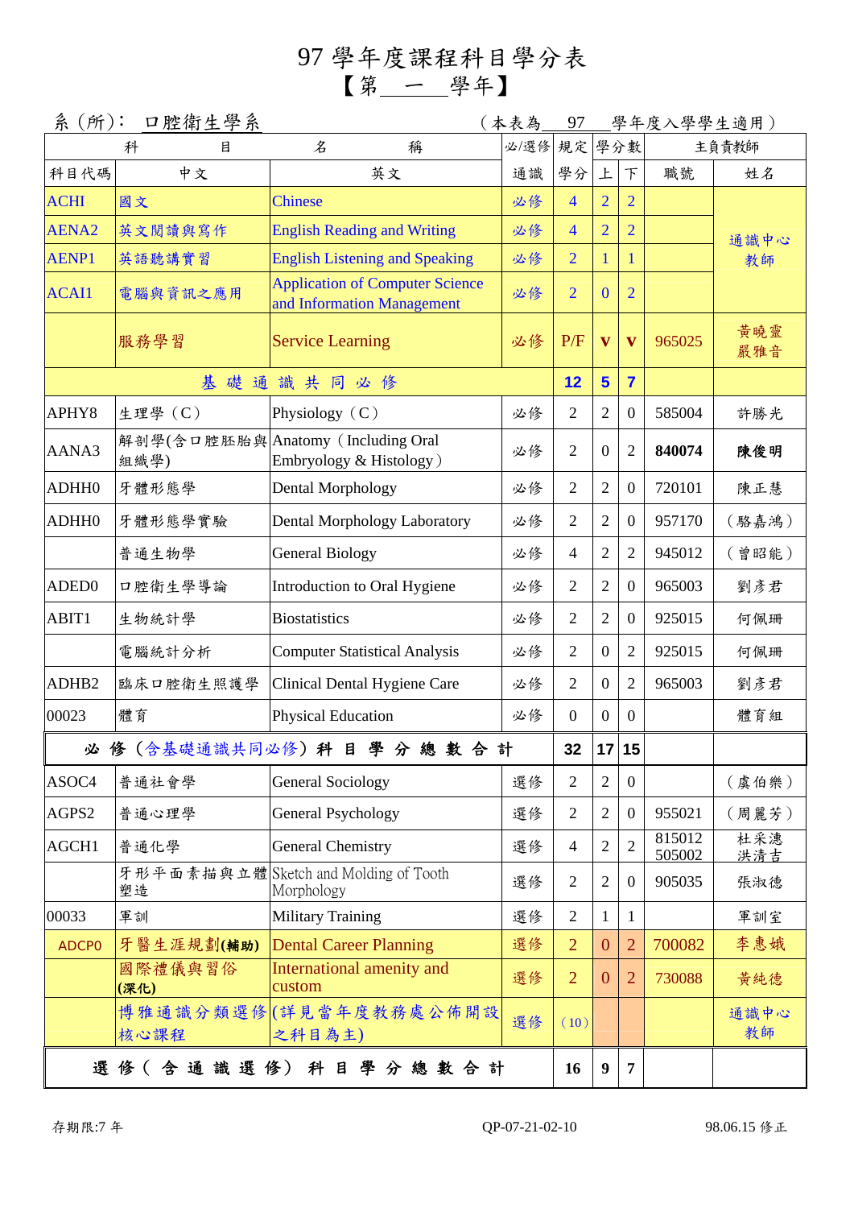# 97 學年度課程科目學分表
## 【第　一　學年】

系（所）：口腔衛生學系　　　　　　　　　　（本表為　97　學年度入學學生適用）

| 科目代碼 | 中文 | 英文 | 必/選修 通識 | 規定學分 | 學分數 上 | 學分數 下 | 主負責教師 職號 | 主負責教師 姓名 |
|---|---|---|---|---|---|---|---|---|
| ACHI | 國文 | Chinese | 必修 | 4 | 2 | 2 | | 通識中心教師 |
| AENA2 | 英文閱讀與寫作 | English Reading and Writing | 必修 | 4 | 2 | 2 | | 通識中心教師 |
| AENP1 | 英語聽講實習 | English Listening and Speaking | 必修 | 2 | 1 | 1 | | 通識中心教師 |
| ACAI1 | 電腦與資訊之應用 | Application of Computer Science and Information Management | 必修 | 2 | 0 | 2 | | 通識中心教師 |
| | 服務學習 | Service Learning | 必修 | P/F | v | v | 965025 | 黃曉靈 嚴雅音 |
| 基礎通識共同必修 | | | | 12 | 5 | 7 | | |
| APHY8 | 生理學（C） | Physiology（C） | 必修 | 2 | 2 | 0 | 585004 | 許勝光 |
| AANA3 | 解剖學(含口腔胚胎與組織學) | Anatomy（Including Oral Embryology & Histology） | 必修 | 2 | 0 | 2 | **840074** | **陳俊明** |
| ADHH0 | 牙體形態學 | Dental Morphology | 必修 | 2 | 2 | 0 | 720101 | 陳正慧 |
| ADHH0 | 牙體形態學實驗 | Dental Morphology Laboratory | 必修 | 2 | 2 | 0 | 957170 | （駱嘉鴻） |
| | 普通生物學 | General Biology | 必修 | 4 | 2 | 2 | 945012 | （曾昭能） |
| ADED0 | 口腔衛生學導論 | Introduction to Oral Hygiene | 必修 | 2 | 2 | 0 | 965003 | 劉彥君 |
| ABIT1 | 生物統計學 | Biostatistics | 必修 | 2 | 2 | 0 | 925015 | 何佩珊 |
| | 電腦統計分析 | Computer Statistical Analysis | 必修 | 2 | 0 | 2 | 925015 | 何佩珊 |
| ADHB2 | 臨床口腔衛生照護學 | Clinical Dental Hygiene Care | 必修 | 2 | 0 | 2 | 965003 | 劉彥君 |
| 00023 | 體育 | Physical Education | 必修 | 0 | 0 | 0 | | 體育組 |
| 必修（含基礎通識共同必修）科目學分總數合計 | | | | 32 | 17 | 15 | | |
| ASOC4 | 普通社會學 | General Sociology | 選修 | 2 | 2 | 0 | | （虞伯樂） |
| AGPS2 | 普通心理學 | General Psychology | 選修 | 2 | 2 | 0 | 955021 | （周麗芳） |
| AGCH1 | 普通化學 | General Chemistry | 選修 | 4 | 2 | 2 | 815012 505002 | 杜采潓 洪清吉 |
| | 牙形平面素描與立體塑造 | Sketch and Molding of Tooth Morphology | 選修 | 2 | 2 | 0 | 905035 | 張淑德 |
| 00033 | 軍訓 | Military Training | 選修 | 2 | 1 | 1 | | 軍訓室 |
| ADCP0 | 牙醫生涯規劃**(輔助)** | Dental Career Planning | 選修 | 2 | 0 | 2 | 700082 | 李惠娥 |
| | 國際禮儀與習俗**(深化)** | International amenity and custom | 選修 | 2 | 0 | 2 | 730088 | 黃純德 |
| | 博雅通識分類選修核心課程 | (詳見當年度教務處公佈開設之科目為主) | 選修 | （10） | | | | 通識中心教師 |
| 選修（含通識選修）科目學分總數合計 | | | | 16 | 9 | 7 | | |

存期限:7 年　　　　QP-07-21-02-10　　　　98.06.15 修正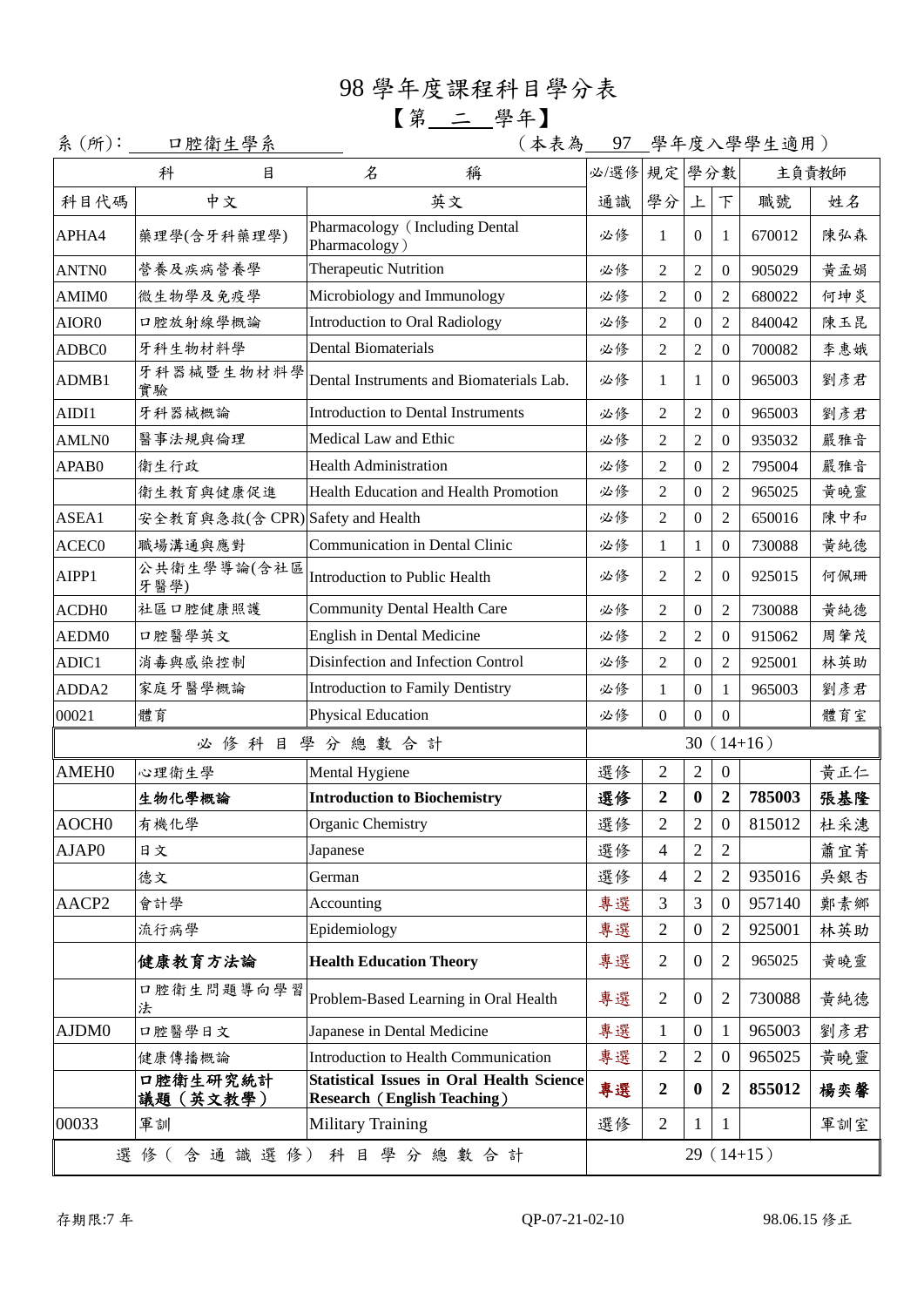# 98 學年度課程科目學分表

## 【第 二 學年】

系 (所): 口腔衛生學系 （本表為 97 學年度入學學生適用）

| 科目代碼 | 中文 | 英文 | 必/選修 通識 | 規定 學分 | 學分數 上 | 學分數 下 | 主負責教師 職號 | 主負責教師 姓名 |
|---|---|---|---|---|---|---|---|---|
| APHA4 | 藥理學(含牙科藥理學) | Pharmacology（Including Dental Pharmacology） | 必修 | 1 | 0 | 1 | 670012 | 陳弘森 |
| ANTN0 | 營養及疾病營養學 | Therapeutic Nutrition | 必修 | 2 | 2 | 0 | 905029 | 黃孟娟 |
| AMIM0 | 微生物學及免疫學 | Microbiology and Immunology | 必修 | 2 | 0 | 2 | 680022 | 何坤炎 |
| AIOR0 | 口腔放射線學概論 | Introduction to Oral Radiology | 必修 | 2 | 0 | 2 | 840042 | 陳玉昆 |
| ADBC0 | 牙科生物材料學 | Dental Biomaterials | 必修 | 2 | 2 | 0 | 700082 | 李惠娥 |
| ADMB1 | 牙科器械暨生物材料學實驗 | Dental Instruments and Biomaterials Lab. | 必修 | 1 | 1 | 0 | 965003 | 劉彥君 |
| AIDI1 | 牙科器械概論 | Introduction to Dental Instruments | 必修 | 2 | 2 | 0 | 965003 | 劉彥君 |
| AMLN0 | 醫事法規與倫理 | Medical Law and Ethic | 必修 | 2 | 2 | 0 | 935032 | 嚴雅音 |
| APAB0 | 衛生行政 | Health Administration | 必修 | 2 | 0 | 2 | 795004 | 嚴雅音 |
| | 衛生教育與健康促進 | Health Education and Health Promotion | 必修 | 2 | 0 | 2 | 965025 | 黃曉靈 |
| ASEA1 | 安全教育與急救(含 CPR) | Safety and Health | 必修 | 2 | 0 | 2 | 650016 | 陳中和 |
| ACEC0 | 職場溝通與應對 | Communication in Dental Clinic | 必修 | 1 | 1 | 0 | 730088 | 黃純德 |
| AIPP1 | 公共衛生學導論(含社區牙醫學) | Introduction to Public Health | 必修 | 2 | 2 | 0 | 925015 | 何佩珊 |
| ACDH0 | 社區口腔健康照護 | Community Dental Health Care | 必修 | 2 | 0 | 2 | 730088 | 黃純德 |
| AEDM0 | 口腔醫學英文 | English in Dental Medicine | 必修 | 2 | 2 | 0 | 915062 | 周肇茂 |
| ADIC1 | 消毒與感染控制 | Disinfection and Infection Control | 必修 | 2 | 0 | 2 | 925001 | 林英助 |
| ADDA2 | 家庭牙醫學概論 | Introduction to Family Dentistry | 必修 | 1 | 0 | 1 | 965003 | 劉彥君 |
| 00021 | 體育 | Physical Education | 必修 | 0 | 0 | 0 | | 體育室 |
| 必修科目學分總數合計 | | | 30（14+16） | | | | | |
| AMEH0 | 心理衛生學 | Mental Hygiene | 選修 | 2 | 2 | 0 | | 黃正仁 |
| | **生物化學概論** | **Introduction to Biochemistry** | **選修** | **2** | **0** | **2** | **785003** | **張基隆** |
| AOCH0 | 有機化學 | Organic Chemistry | 選修 | 2 | 2 | 0 | 815012 | 杜采潓 |
| AJAP0 | 日文 | Japanese | 選修 | 4 | 2 | 2 | | 蕭宜菁 |
| | 德文 | German | 選修 | 4 | 2 | 2 | 935016 | 吳銀杏 |
| AACP2 | 會計學 | Accounting | 專選 | 3 | 3 | 0 | 957140 | 鄭素鄉 |
| | 流行病學 | Epidemiology | 專選 | 2 | 0 | 2 | 925001 | 林英助 |
| | **健康教育方法論** | **Health Education Theory** | 專選 | 2 | 0 | 2 | 965025 | 黃曉靈 |
| | 口腔衛生問題導向學習法 | Problem-Based Learning in Oral Health | 專選 | 2 | 0 | 2 | 730088 | 黃純德 |
| AJDM0 | 口腔醫學日文 | Japanese in Dental Medicine | 專選 | 1 | 0 | 1 | 965003 | 劉彥君 |
| | 健康傳播概論 | Introduction to Health Communication | 專選 | 2 | 2 | 0 | 965025 | 黃曉靈 |
| | **口腔衛生研究統計議題（英文教學）** | **Statistical Issues in Oral Health Science Research（English Teaching）** | **專選** | **2** | **0** | **2** | **855012** | **楊奕馨** |
| 00033 | 軍訓 | Military Training | 選修 | 2 | 1 | 1 | | 軍訓室 |
| 選修（含通識選修）科目學分總數合計 | | | 29（14+15） | | | | | |

存期限:7 年 QP-07-21-02-10 98.06.15 修正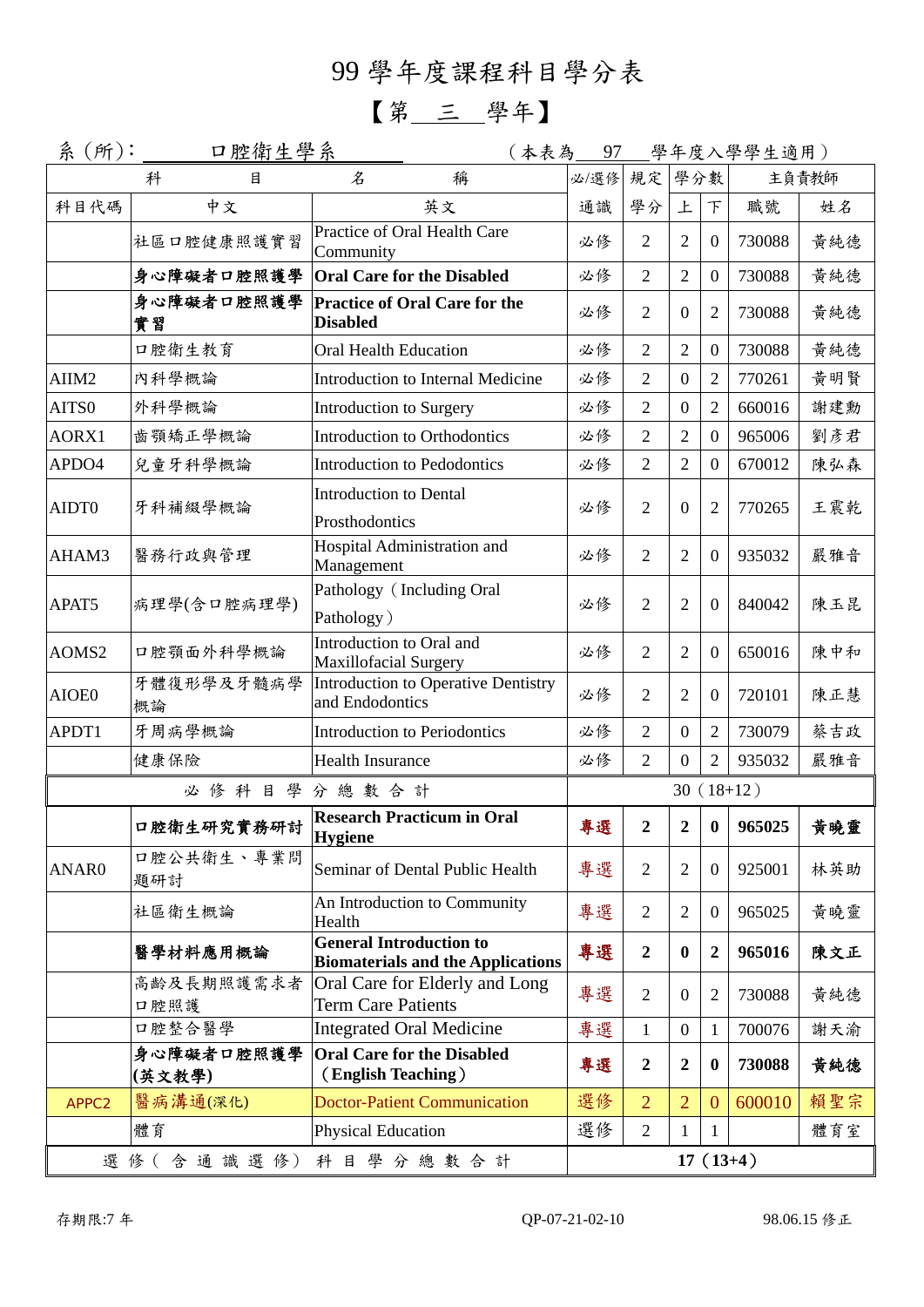# 99 學年度課程科目學分表

## 【第＿三＿學年】

系（所）：＿口腔衛生學系＿　　（本表為＿97＿學年度入學學生適用）

| 科 | 目 | 名稱 | 必/選修 | 規定 | 學分數 | | 主負責教師 | |
|---|---|---|---|---|---|---|---|---|
| 科目代碼 | 中文 | 英文 | 通識 | 學分 | 上 | 下 | 職號 | 姓名 |
| | 社區口腔健康照護實習 | Practice of Oral Health Care Community | 必修 | 2 | 2 | 0 | 730088 | 黃純德 |
| | **身心障礙者口腔照護學** | **Oral Care for the Disabled** | 必修 | 2 | 2 | 0 | 730088 | 黃純德 |
| | **身心障礙者口腔照護學實習** | **Practice of Oral Care for the Disabled** | 必修 | 2 | 0 | 2 | 730088 | 黃純德 |
| | 口腔衛生教育 | Oral Health Education | 必修 | 2 | 2 | 0 | 730088 | 黃純德 |
| AIIM2 | 內科學概論 | Introduction to Internal Medicine | 必修 | 2 | 0 | 2 | 770261 | 黃明賢 |
| AITS0 | 外科學概論 | Introduction to Surgery | 必修 | 2 | 0 | 2 | 660016 | 謝建勳 |
| AORX1 | 齒顎矯正學概論 | Introduction to Orthodontics | 必修 | 2 | 2 | 0 | 965006 | 劉彥君 |
| APDO4 | 兒童牙科學概論 | Introduction to Pedodontics | 必修 | 2 | 2 | 0 | 670012 | 陳弘森 |
| AIDT0 | 牙科補綴學概論 | Introduction to Dental Prosthodontics | 必修 | 2 | 0 | 2 | 770265 | 王震乾 |
| AHAM3 | 醫務行政與管理 | Hospital Administration and Management | 必修 | 2 | 2 | 0 | 935032 | 嚴雅音 |
| APAT5 | 病理學(含口腔病理學) | Pathology（Including Oral Pathology） | 必修 | 2 | 2 | 0 | 840042 | 陳玉昆 |
| AOMS2 | 口腔顎面外科學概論 | Introduction to Oral and Maxillofacial Surgery | 必修 | 2 | 2 | 0 | 650016 | 陳中和 |
| AIOE0 | 牙體復形學及牙髓病學概論 | Introduction to Operative Dentistry and Endodontics | 必修 | 2 | 2 | 0 | 720101 | 陳正慧 |
| APDT1 | 牙周病學概論 | Introduction to Periodontics | 必修 | 2 | 0 | 2 | 730079 | 蔡吉政 |
| | 健康保險 | Health Insurance | 必修 | 2 | 0 | 2 | 935032 | 嚴雅音 |
| 必修科目學分總數合計 | | | 30（18+12） | | | | | |
| | **口腔衛生研究實務研討** | **Research Practicum in Oral Hygiene** | **專選** | **2** | **2** | **0** | **965025** | **黃曉靈** |
| ANAR0 | 口腔公共衛生、專業問題研討 | Seminar of Dental Public Health | 專選 | 2 | 2 | 0 | 925001 | 林英助 |
| | 社區衛生概論 | An Introduction to Community Health | 專選 | 2 | 2 | 0 | 965025 | 黃曉靈 |
| | **醫學材料應用概論** | **General Introduction to Biomaterials and the Applications** | **專選** | **2** | **0** | **2** | **965016** | **陳文正** |
| | 高齡及長期照護需求者口腔照護 | Oral Care for Elderly and Long Term Care Patients | 專選 | 2 | 0 | 2 | 730088 | 黃純德 |
| | 口腔整合醫學 | Integrated Oral Medicine | 專選 | 1 | 0 | 1 | 700076 | 謝天渝 |
| | **身心障礙者口腔照護學(英文教學)** | **Oral Care for the Disabled（English Teaching）** | **專選** | **2** | **2** | **0** | **730088** | **黃純德** |
| APPC2 | 醫病溝通(深化) | Doctor-Patient Communication | 選修 | 2 | 2 | 0 | 600010 | 賴聖宗 |
| | 體育 | Physical Education | 選修 | 2 | 1 | 1 | | 體育室 |
| 選修（含通識選修）科目學分總數合計 | | | **17（13+4）** | | | | | |

存期限:7 年　　　　QP-07-21-02-10　　　　98.06.15 修正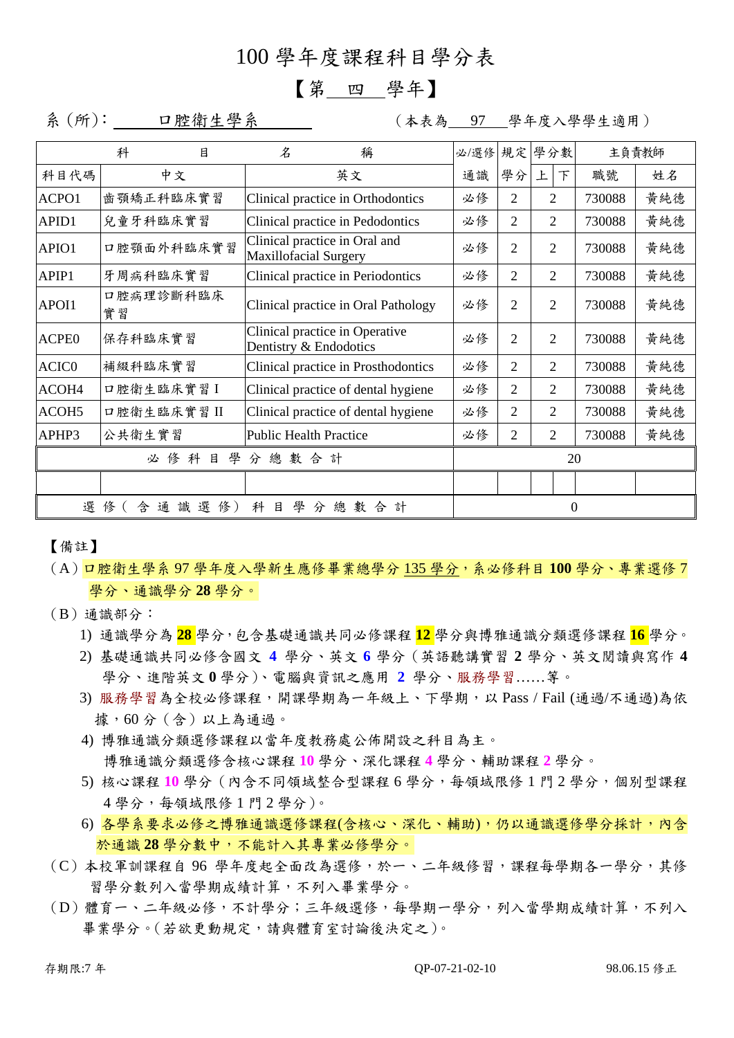# 100 學年度課程科目學分表

## 【第＿四＿學年】

系（所）：口腔衛生學系　　　　（本表為＿97＿學年度入學學生適用）

| 科 | 目 | 名稱 | 必/選修 | 規定 | 學分數 | | 主負責教師 | |
|---|---|---|---|---|---|---|---|---|
| 科目代碼 | 中文 | 英文 | 通識 | 學分 | 上 | 下 | 職號 | 姓名 |
| ACPO1 | 齒顎矯正科臨床實習 | Clinical practice in Orthodontics | 必修 | 2 | 2 | | 730088 | 黃純德 |
| APID1 | 兒童牙科臨床實習 | Clinical practice in Pedodontics | 必修 | 2 | 2 | | 730088 | 黃純德 |
| APIO1 | 口腔顎面外科臨床實習 | Clinical practice in Oral and Maxillofacial Surgery | 必修 | 2 | 2 | | 730088 | 黃純德 |
| APIP1 | 牙周病科臨床實習 | Clinical practice in Periodontics | 必修 | 2 | 2 | | 730088 | 黃純德 |
| APOI1 | 口腔病理診斷科臨床實習 | Clinical practice in Oral Pathology | 必修 | 2 | 2 | | 730088 | 黃純德 |
| ACPE0 | 保存科臨床實習 | Clinical practice in Operative Dentistry & Endodotics | 必修 | 2 | 2 | | 730088 | 黃純德 |
| ACIC0 | 補綴科臨床實習 | Clinical practice in Prosthodontics | 必修 | 2 | 2 | | 730088 | 黃純德 |
| ACOH4 | 口腔衛生臨床實習 I | Clinical practice of dental hygiene | 必修 | 2 | 2 | | 730088 | 黃純德 |
| ACOH5 | 口腔衛生臨床實習 II | Clinical practice of dental hygiene | 必修 | 2 | 2 | | 730088 | 黃純德 |
| APHP3 | 公共衛生實習 | Public Health Practice | 必修 | 2 | 2 | | 730088 | 黃純德 |
| 必修科目學分總數合計 | | | 20 | | | | | |
| | | | | | | | | |
| 選修（含通識選修）科目學分總數合計 | | | 0 | | | | | |

【備註】

（A）口腔衛生學系 97 學年度入學新生應修畢業總學分 135 學分，系必修科目 **100** 學分、專業選修 7 學分、通識學分 **28** 學分。

（B）通識部分：

1) 通識學分為 **28** 學分，包含基礎通識共同必修課程 **12** 學分與博雅通識分類選修課程 **16** 學分。
2) 基礎通識共同必修含國文 **4** 學分、英文 **6** 學分（英語聽講實習 **2** 學分、英文閱讀與寫作 **4** 學分、進階英文 **0** 學分）、電腦與資訊之應用 **2** 學分、服務學習……等。
3) 服務學習為全校必修課程，開課學期為一年級上、下學期，以 Pass / Fail (通過/不通過)為依據，60 分（含）以上為通過。
4) 博雅通識分類選修課程以當年度教務處公佈開設之科目為主。
   博雅通識分類選修含核心課程 **10** 學分、深化課程 **4** 學分、輔助課程 **2** 學分。
5) 核心課程 **10** 學分（內含不同領域整合型課程 6 學分，每領域限修 1 門 2 學分，個別型課程 4 學分，每領域限修 1 門 2 學分）。
6) 各學系要求必修之博雅通識選修課程(含核心、深化、輔助)，仍以通識選修學分採計，內含於通識 **28** 學分數中，不能計入其專業必修學分。

（C）本校軍訓課程自 96 學年度起全面改為選修，於一、二年級修習，課程每學期各一學分，其修習學分數列入當學期成績計算，不列入畢業學分。

（D）體育一、二年級必修，不計學分；三年級選修，每學期一學分，列入當學期成績計算，不列入畢業學分。(若欲更動規定，請與體育室討論後決定之)。

存期限:7 年　　QP-07-21-02-10　　98.06.15 修正